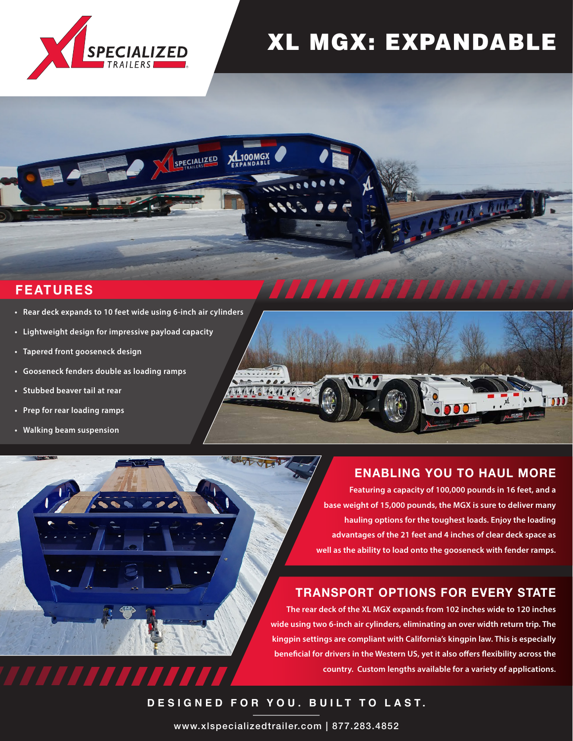# XL MGX: EXPANDABLE

## FEATURES

- Rear deck expands to 10 feet wide using 6-inch air cylinders
- Lightweight design for impressive payload capacity
- Tapered front gooseneck design
- Gooseneck fenders double as loading ramps
- Stubbed beaver tail at rear
- Prep for rear loading ramps
- Walking beam suspension

## ENABLING YOU TO HAUL MORE

Featuring a capacity of 100,000 pounds in 16 feet, and a base weight of 15,000 pounds, the MGX is sure to deliver many hauling options for the toughest loads. Enjoy the loading advantages of the 21 feet and 4 inches of clear deck space as well as the ability to load onto the gooseneck with fender ramps.

## TRANSPORT OPTIONS FOR EVERY STATE

The rear deck of the XL MGX expands from 102 inches wide to 120 inches wide using two 6-inch air cylinders, eliminating an over width return trip. The kingpin settings are compliant with California's kingpin law. This is especially beneficial for drivers in the Western US, yet it also offers flexibility across the country. Custom lengths available for a variety of applications.

DESIGNED FOR YOU. BUILT TO LAST.

www.xlspecializedtrailer.com | 877.283.4852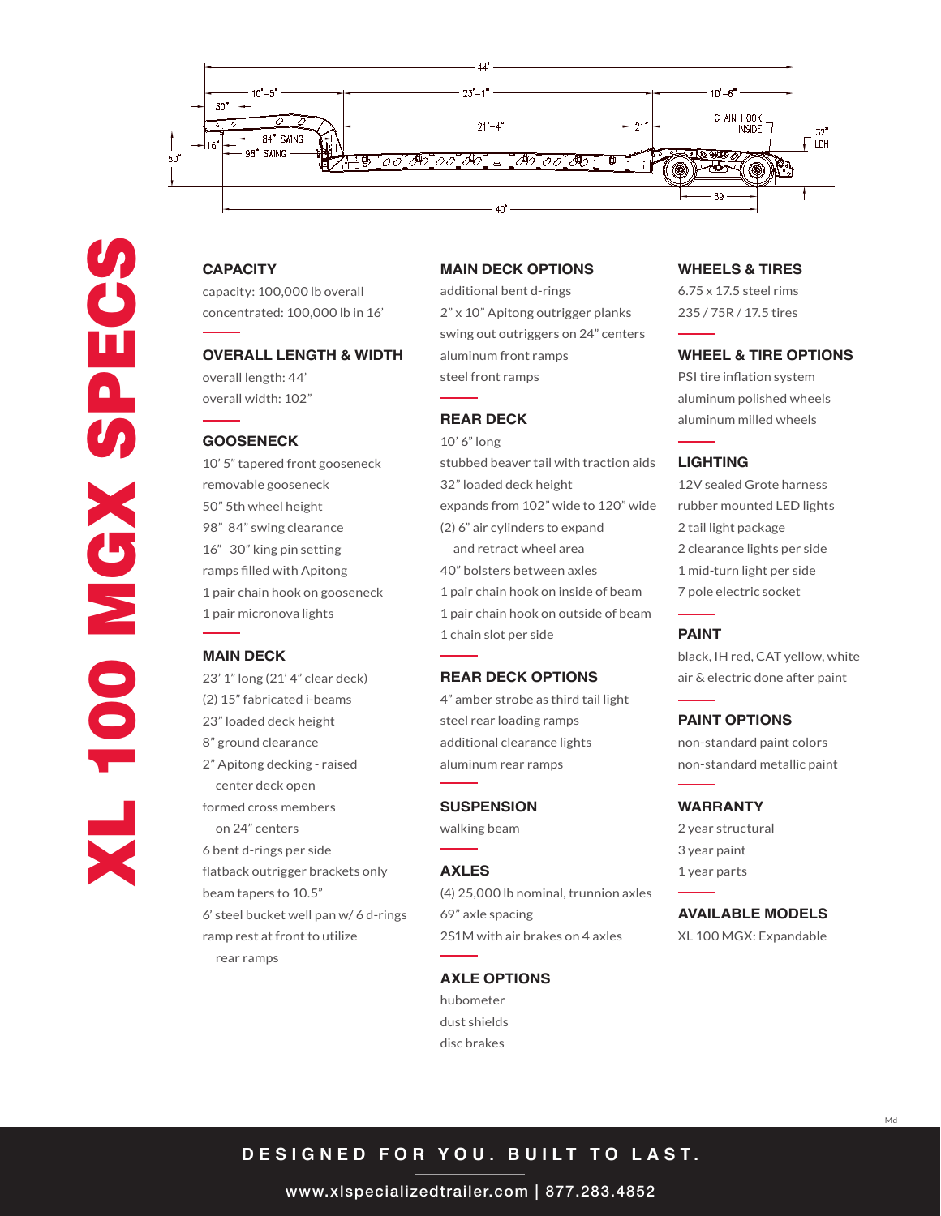44'

10'-5"

23'-1"

10'-6"

30"

21'-4"

21"

CHAIN HOOK INSIDE

32" LDH

84" SWING

16"

98" SWING

50"

69

40'

# XL 100 MGX SPECS

## CAPACITY
capacity: 100,000 lb overall
concentrated: 100,000 lb in 16'

## OVERALL LENGTH & WIDTH
overall length: 44'
overall width: 102"

## GOOSENECK
10' 5" tapered front gooseneck
removable gooseneck
50" 5th wheel height
98" 84" swing clearance
16" 30" king pin setting
ramps filled with Apitong
1 pair chain hook on gooseneck
1 pair micronova lights

## MAIN DECK
23' 1" long (21' 4" clear deck)
(2) 15" fabricated i-beams
23" loaded deck height
8" ground clearance
2" Apitong decking - raised
center deck open
formed cross members
on 24" centers
6 bent d-rings per side
flatback outrigger brackets only
beam tapers to 10.5"
6' steel bucket well pan w/ 6 d-rings
ramp rest at front to utilize
rear ramps

## MAIN DECK OPTIONS
additional bent d-rings
2" x 10" Apitong outrigger planks
swing out outriggers on 24" centers
aluminum front ramps
steel front ramps

## REAR DECK
10' 6" long
stubbed beaver tail with traction aids
32" loaded deck height
expands from 102" wide to 120" wide
(2) 6" air cylinders to expand
and retract wheel area
40" bolsters between axles
1 pair chain hook on inside of beam
1 pair chain hook on outside of beam
1 chain slot per side

## REAR DECK OPTIONS
4" amber strobe as third tail light
steel rear loading ramps
additional clearance lights
aluminum rear ramps

## SUSPENSION
walking beam

## AXLES
(4) 25,000 lb nominal, trunnion axles
69" axle spacing
2S1M with air brakes on 4 axles

## AXLE OPTIONS
hubometer
dust shields
disc brakes

## WHEELS & TIRES
6.75 x 17.5 steel rims
235 / 75R / 17.5 tires

## WHEEL & TIRE OPTIONS
PSI tire inflation system
aluminum polished wheels
aluminum milled wheels

## LIGHTING
12V sealed Grote harness
rubber mounted LED lights
2 tail light package
2 clearance lights per side
1 mid-turn light per side
7 pole electric socket

## PAINT
black, IH red, CAT yellow, white
air & electric done after paint

## PAINT OPTIONS
non-standard paint colors
non-standard metallic paint

## WARRANTY
2 year structural
3 year paint
1 year parts

## AVAILABLE MODELS
XL 100 MGX: Expandable

Md

DESIGNED FOR YOU. BUILT TO LAST.

www.xlspecializedtrailer.com | 877.283.4852